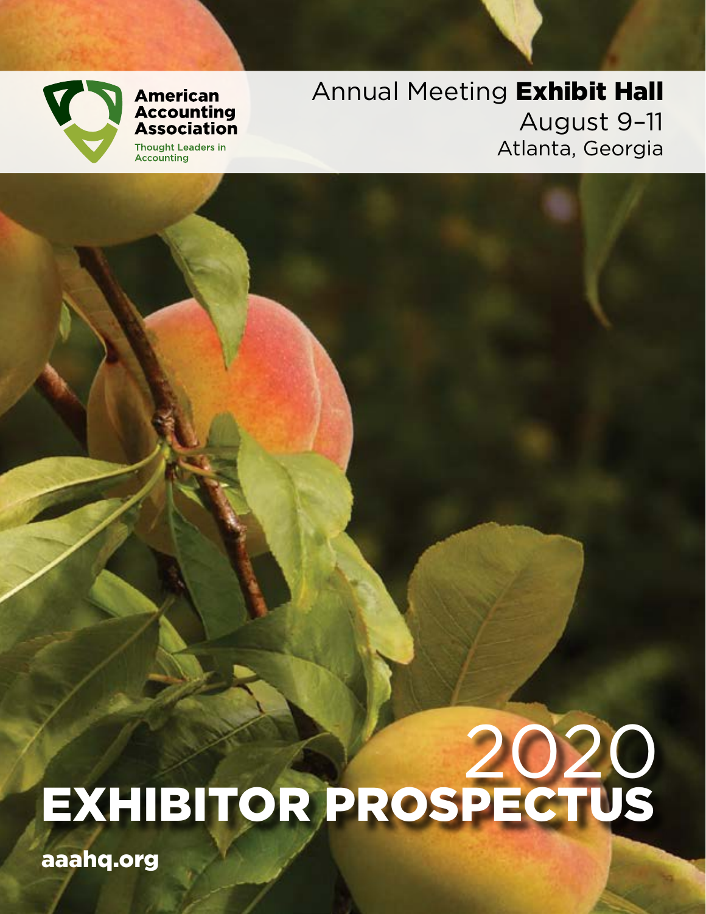American Accounting Association

Thought Leaders in Accounting

Annual Meeting **Exhibit Hall**

August 9–11

Atlanta, Georgia

# 2020 EXHIBITOR PROSPECTUS

**aaahq.org**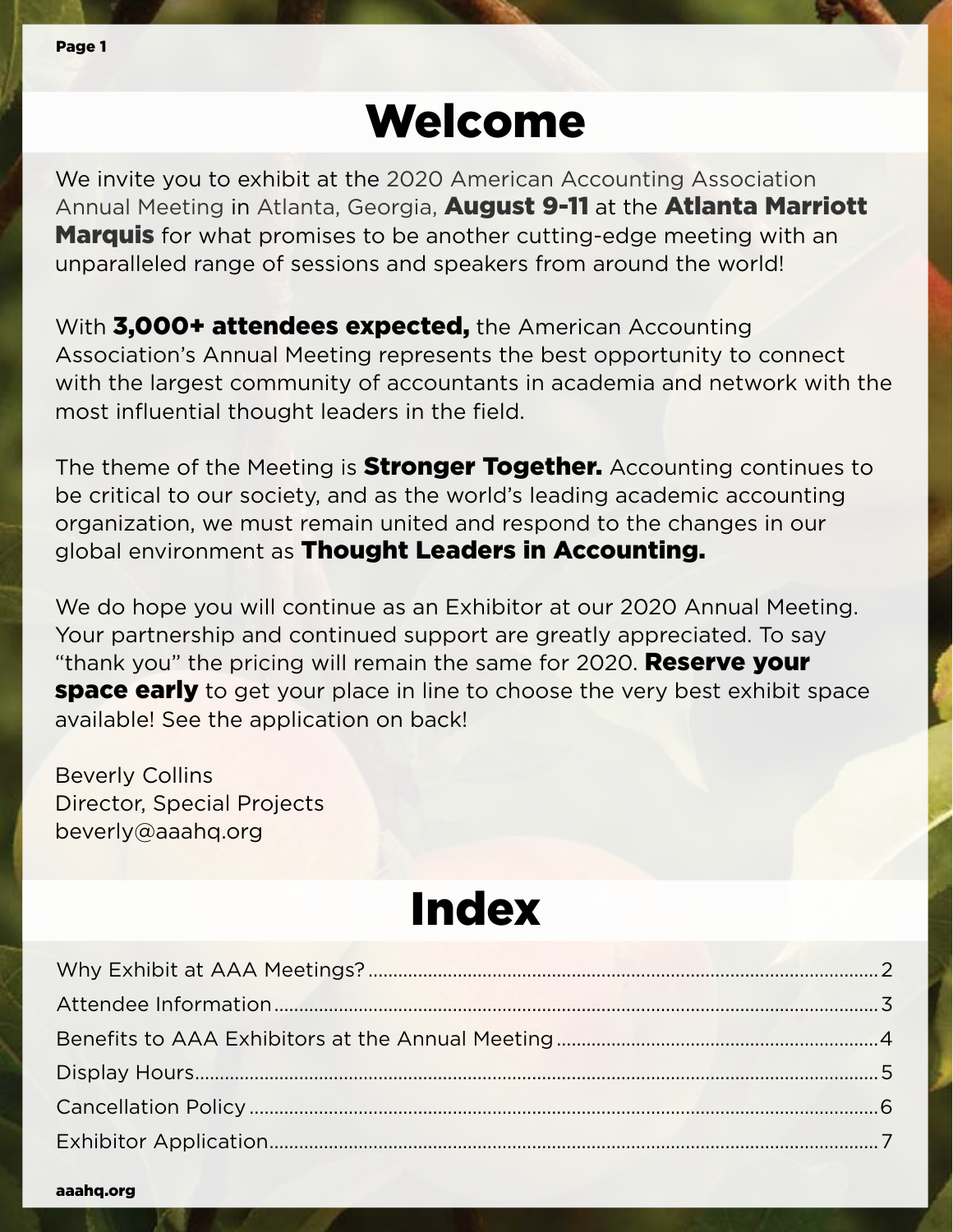# Welcome

We invite you to exhibit at the 2020 American Accounting Association Annual Meeting in Atlanta, Georgia, **August 9-11** at the **Atlanta Marriott Marquis** for what promises to be another cutting-edge meeting with an unparalleled range of sessions and speakers from around the world!

With **3,000+ attendees expected,** the American Accounting Association's Annual Meeting represents the best opportunity to connect with the largest community of accountants in academia and network with the most influential thought leaders in the field.

The theme of the Meeting is **Stronger Together.** Accounting continues to be critical to our society, and as the world's leading academic accounting organization, we must remain united and respond to the changes in our global environment as **Thought Leaders in Accounting.**

We do hope you will continue as an Exhibitor at our 2020 Annual Meeting. Your partnership and continued support are greatly appreciated. To say "thank you" the pricing will remain the same for 2020. **Reserve your space early** to get your place in line to choose the very best exhibit space available! See the application on back!

Beverly Collins
Director, Special Projects
beverly@aaahq.org

# Index

Why Exhibit at AAA Meetings? .......... 2
Attendee Information .......... 3
Benefits to AAA Exhibitors at the Annual Meeting .......... 4
Display Hours .......... 5
Cancellation Policy .......... 6
Exhibitor Application .......... 7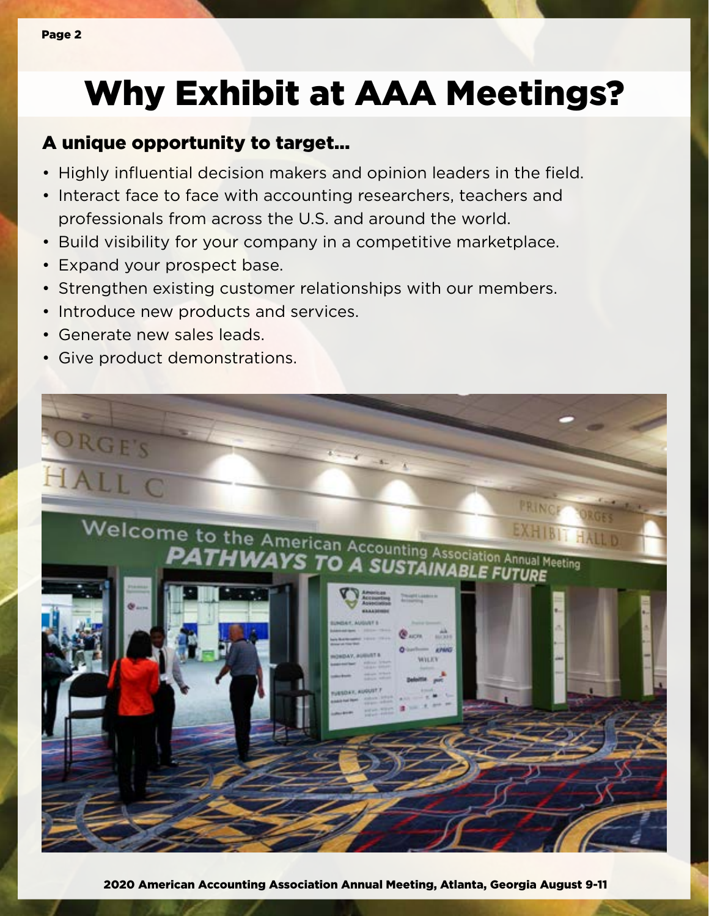# Why Exhibit at AAA Meetings?

## A unique opportunity to target...

- Highly influential decision makers and opinion leaders in the field.
- Interact face to face with accounting researchers, teachers and professionals from across the U.S. and around the world.
- Build visibility for your company in a competitive marketplace.
- Expand your prospect base.
- Strengthen existing customer relationships with our members.
- Introduce new products and services.
- Generate new sales leads.
- Give product demonstrations.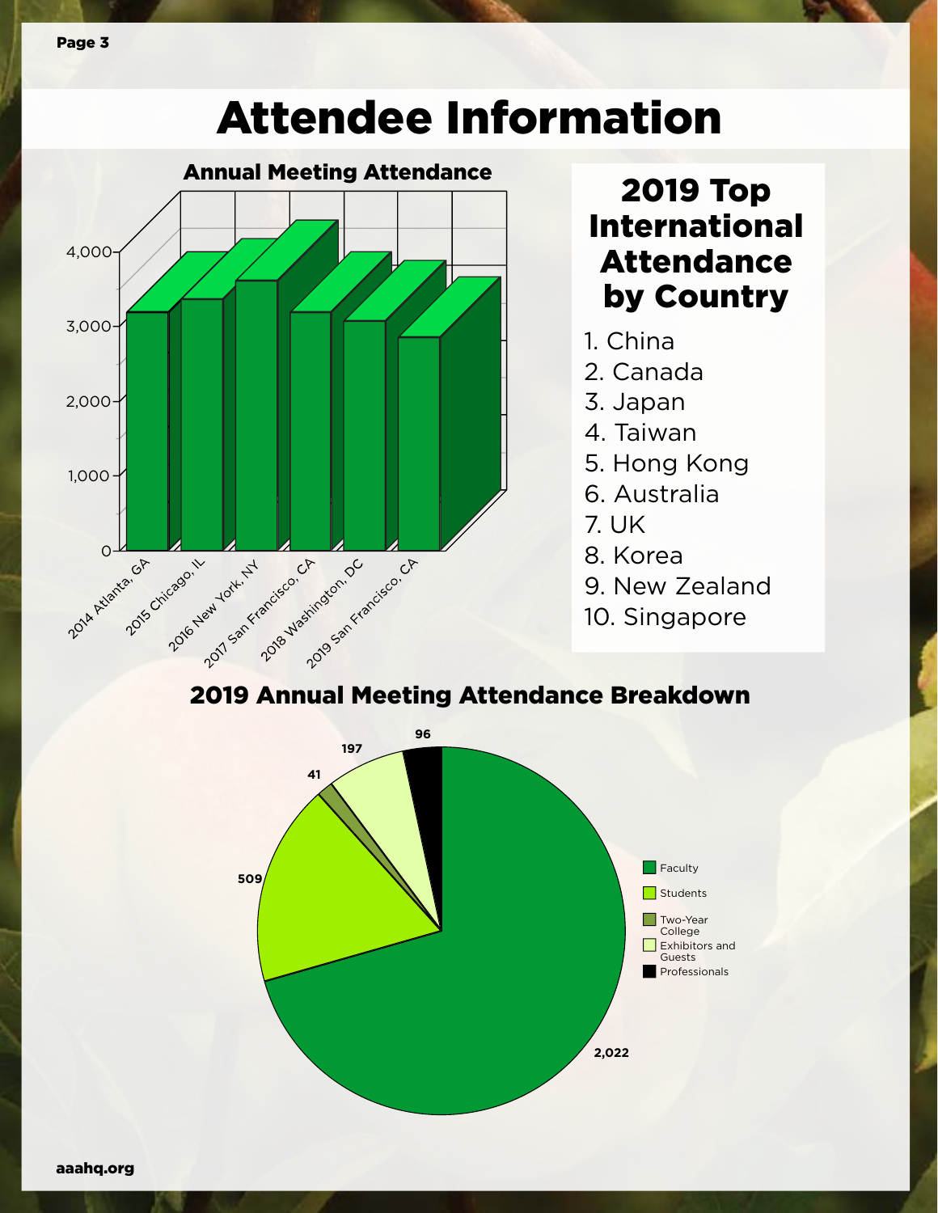# Attendee Information

## Annual Meeting Attendance

| Meeting | Attendance (approx.) |
|---|---|
| 2014 Atlanta, GA | ~3,200 |
| 2015 Chicago, IL | ~3,350 |
| 2016 New York, NY | ~3,600 |
| 2017 San Francisco, CA | ~3,200 |
| 2018 Washington, DC | ~3,050 |
| 2019 San Francisco, CA | ~2,850 |

## 2019 Top International Attendance by Country

1. China
2. Canada
3. Japan
4. Taiwan
5. Hong Kong
6. Australia
7. UK
8. Korea
9. New Zealand
10. Singapore

## 2019 Annual Meeting Attendance Breakdown

| Category | Attendance |
|---|---|
| Faculty | 2,022 |
| Students | 509 |
| Two-Year College | 41 |
| Exhibitors and Guests | 197 |
| Professionals | 96 |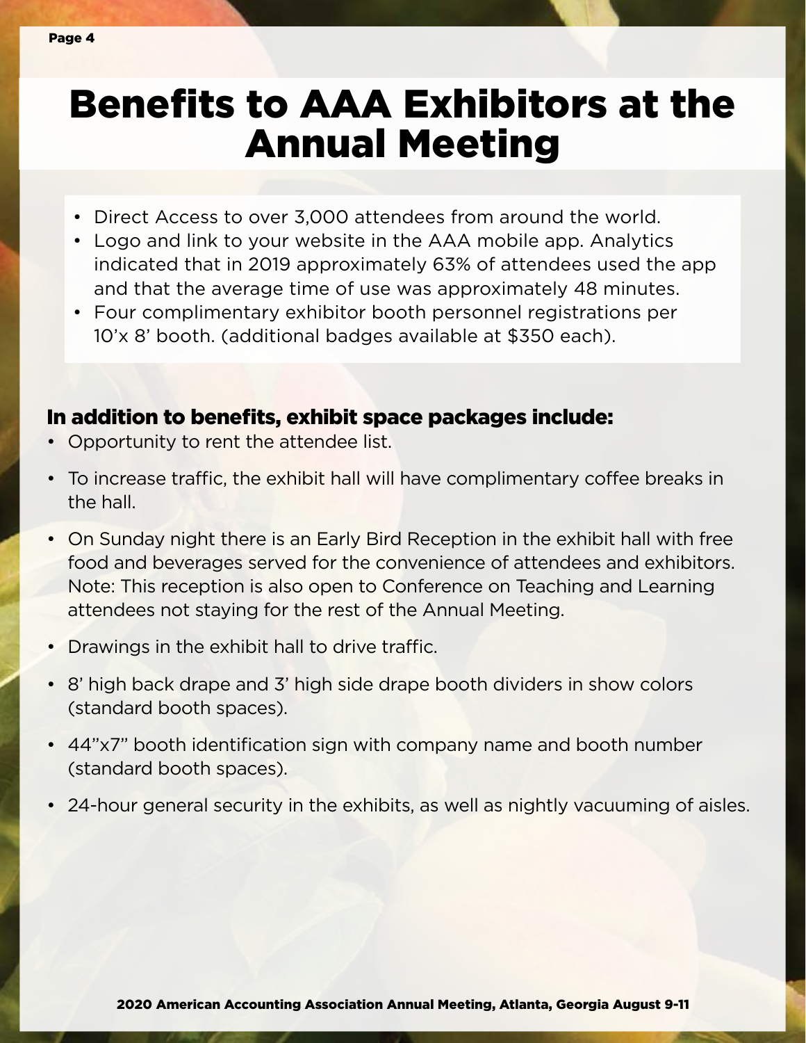# Benefits to AAA Exhibitors at the Annual Meeting

- Direct Access to over 3,000 attendees from around the world.
- Logo and link to your website in the AAA mobile app. Analytics indicated that in 2019 approximately 63% of attendees used the app and that the average time of use was approximately 48 minutes.
- Four complimentary exhibitor booth personnel registrations per 10'x 8' booth. (additional badges available at $350 each).

## In addition to benefits, exhibit space packages include:

- Opportunity to rent the attendee list.
- To increase traffic, the exhibit hall will have complimentary coffee breaks in the hall.
- On Sunday night there is an Early Bird Reception in the exhibit hall with free food and beverages served for the convenience of attendees and exhibitors. Note: This reception is also open to Conference on Teaching and Learning attendees not staying for the rest of the Annual Meeting.
- Drawings in the exhibit hall to drive traffic.
- 8' high back drape and 3' high side drape booth dividers in show colors (standard booth spaces).
- 44"x7" booth identification sign with company name and booth number (standard booth spaces).
- 24-hour general security in the exhibits, as well as nightly vacuuming of aisles.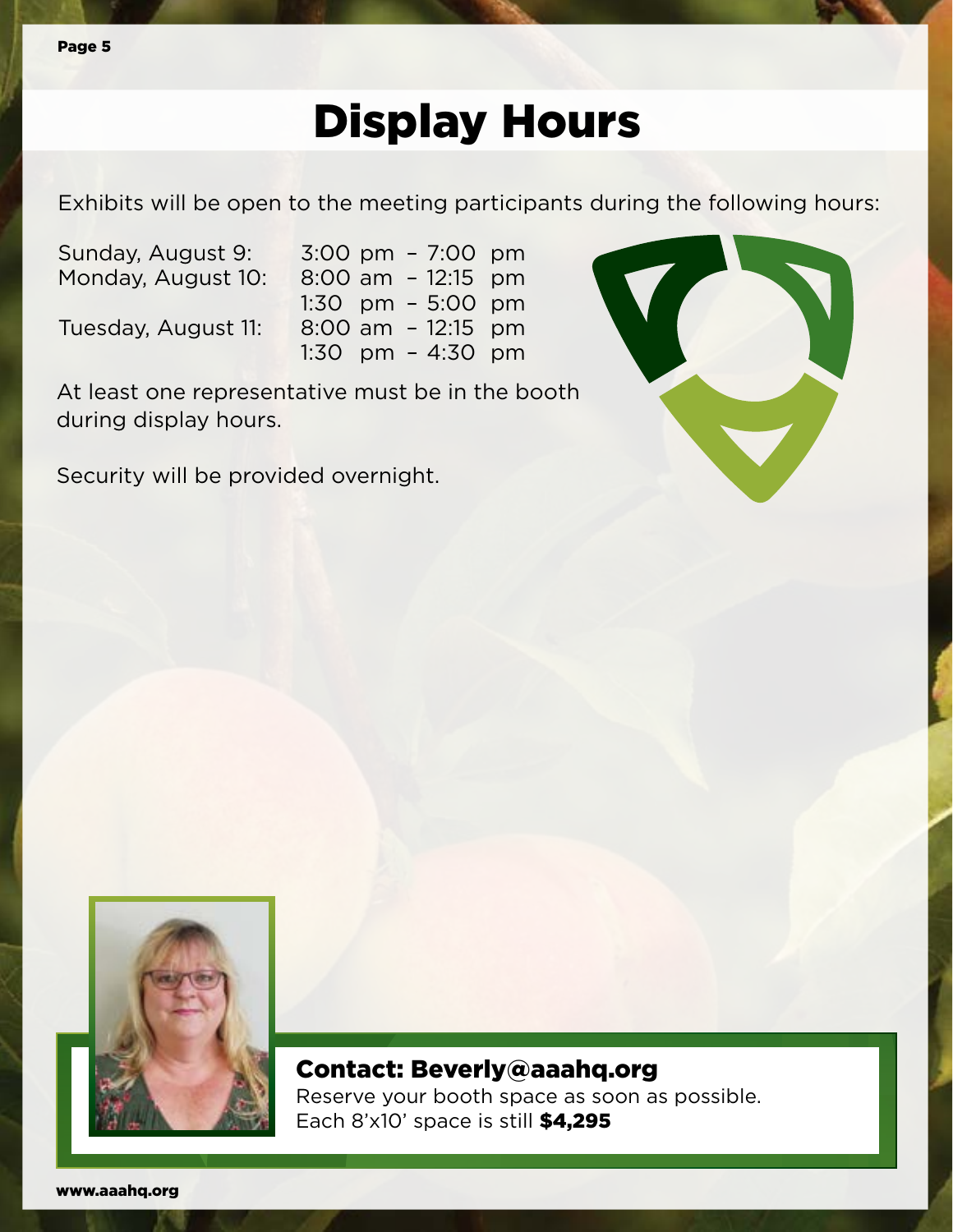# Display Hours

Exhibits will be open to the meeting participants during the following hours:

| | |
|---|---|
| Sunday, August 9: | 3:00 pm – 7:00 pm |
| Monday, August 10: | 8:00 am – 12:15 pm |
| | 1:30 pm – 5:00 pm |
| Tuesday, August 11: | 8:00 am – 12:15 pm |
| | 1:30 pm – 4:30 pm |

At least one representative must be in the booth during display hours.

Security will be provided overnight.

**Contact: Beverly@aaahq.org**

Reserve your booth space as soon as possible.
Each 8'x10' space is still **$4,295**

**www.aaahq.org**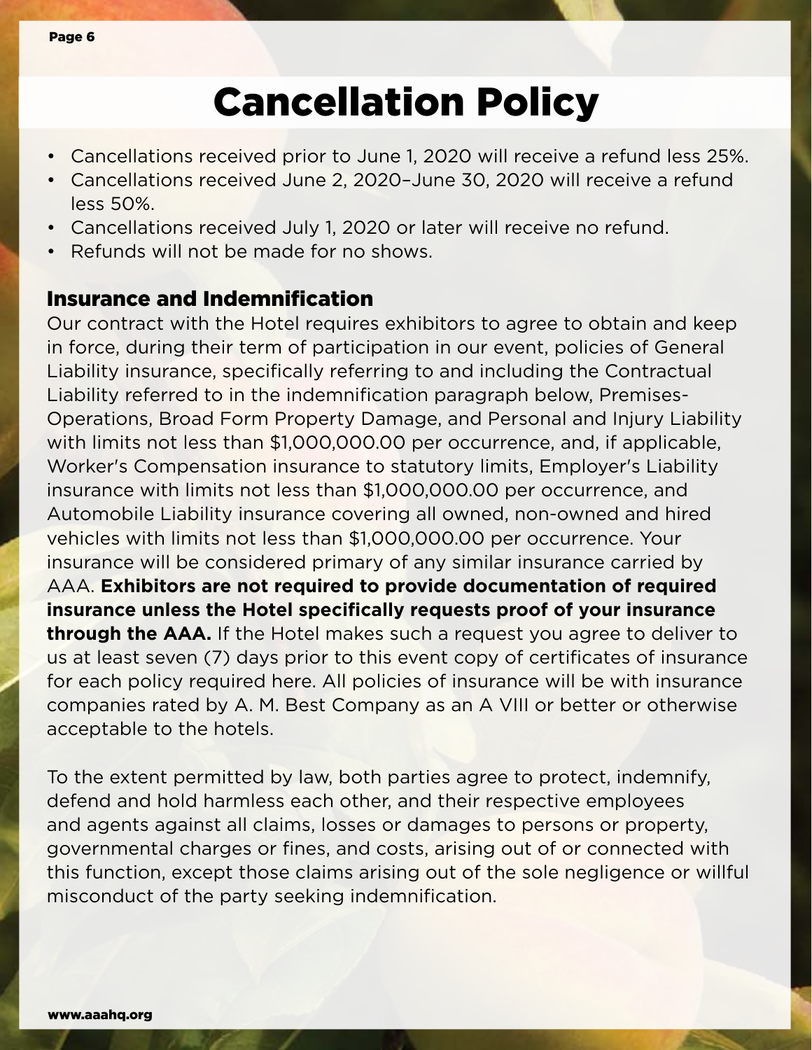# Cancellation Policy

- Cancellations received prior to June 1, 2020 will receive a refund less 25%.
- Cancellations received June 2, 2020–June 30, 2020 will receive a refund less 50%.
- Cancellations received July 1, 2020 or later will receive no refund.
- Refunds will not be made for no shows.

## Insurance and Indemnification

Our contract with the Hotel requires exhibitors to agree to obtain and keep in force, during their term of participation in our event, policies of General Liability insurance, specifically referring to and including the Contractual Liability referred to in the indemnification paragraph below, Premises-Operations, Broad Form Property Damage, and Personal and Injury Liability with limits not less than $1,000,000.00 per occurrence, and, if applicable, Worker's Compensation insurance to statutory limits, Employer's Liability insurance with limits not less than $1,000,000.00 per occurrence, and Automobile Liability insurance covering all owned, non-owned and hired vehicles with limits not less than $1,000,000.00 per occurrence. Your insurance will be considered primary of any similar insurance carried by AAA. **Exhibitors are not required to provide documentation of required insurance unless the Hotel specifically requests proof of your insurance through the AAA.** If the Hotel makes such a request you agree to deliver to us at least seven (7) days prior to this event copy of certificates of insurance for each policy required here. All policies of insurance will be with insurance companies rated by A. M. Best Company as an A VIII or better or otherwise acceptable to the hotels.

To the extent permitted by law, both parties agree to protect, indemnify, defend and hold harmless each other, and their respective employees and agents against all claims, losses or damages to persons or property, governmental charges or fines, and costs, arising out of or connected with this function, except those claims arising out of the sole negligence or willful misconduct of the party seeking indemnification.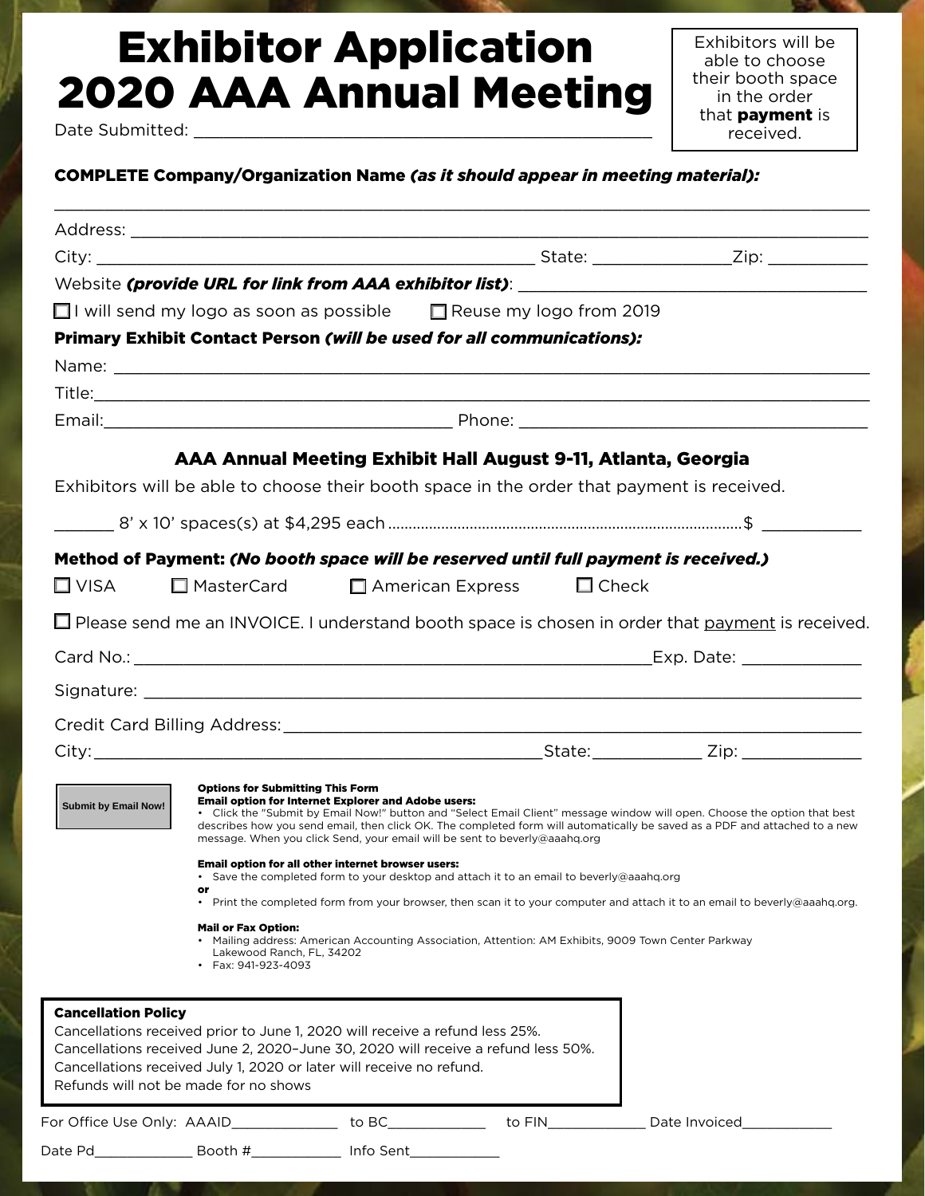# Exhibitor Application 2020 AAA Annual Meeting

Date Submitted: ____________________________________________

Exhibitors will be able to choose their booth space in the order that **payment** is received.

**COMPLETE Company/Organization Name *(as it should appear in meeting material):***

______________________________________________________________________

Address: ______________________________________________________________

City: ____________________________________ State: ____________Zip: __________

Website ***(provide URL for link from AAA exhibitor list)***: ______________________________

☐ I will send my logo as soon as possible ☐ Reuse my logo from 2019

**Primary Exhibit Contact Person *(will be used for all communications):***

Name: _______________________________________________________________

Title:________________________________________________________________

Email:_______________________________ Phone: ______________________________

## AAA Annual Meeting Exhibit Hall August 9-11, Atlanta, Georgia

Exhibitors will be able to choose their booth space in the order that payment is received.

______ 8' x 10' spaces(s) at $4,295 each .................................................. $ __________

**Method of Payment: *(No booth space will be reserved until full payment is received.)***

☐ VISA ☐ MasterCard ☐ American Express ☐ Check

☐ Please send me an INVOICE. I understand booth space is chosen in order that payment is received.

Card No.: ____________________________________________Exp. Date: ____________

Signature: _____________________________________________________________

Credit Card Billing Address:_______________________________________________

City:______________________________________State:___________ Zip: ____________

Submit by Email Now!

**Options for Submitting This Form**

**Email option for Internet Explorer and Adobe users:**

- Click the "Submit by Email Now!" button and "Select Email Client" message window will open. Choose the option that best describes how you send email, then click OK. The completed form will automatically be saved as a PDF and attached to a new message. When you click Send, your email will be sent to beverly@aaahq.org

**Email option for all other internet browser users:**

- Save the completed form to your desktop and attach it to an email to beverly@aaahq.org

**or**

- Print the completed form from your browser, then scan it to your computer and attach it to an email to beverly@aaahq.org.

**Mail or Fax Option:**

- Mailing address: American Accounting Association, Attention: AM Exhibits, 9009 Town Center Parkway Lakewood Ranch, FL, 34202
- Fax: 941-923-4093

**Cancellation Policy**

Cancellations received prior to June 1, 2020 will receive a refund less 25%.
Cancellations received June 2, 2020–June 30, 2020 will receive a refund less 50%.
Cancellations received July 1, 2020 or later will receive no refund.
Refunds will not be made for no shows

For Office Use Only: AAAID____________ to BC___________ to FIN___________ Date Invoiced___________

Date Pd____________ Booth #___________ Info Sent___________